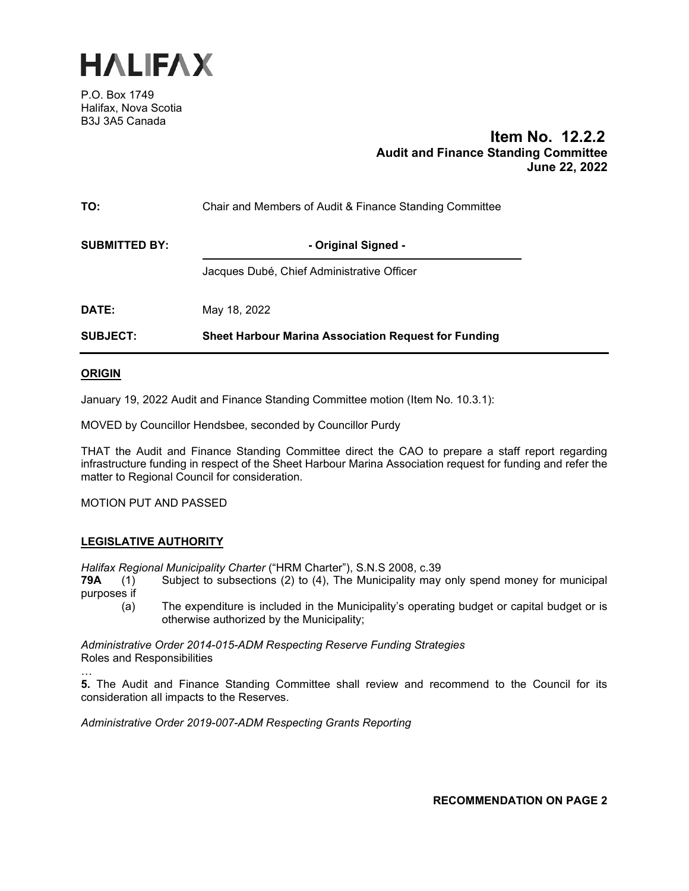# HALIFAX

P.O. Box 1749
Halifax, Nova Scotia
B3J 3A5 Canada

**Item No. 12.2.2**
**Audit and Finance Standing Committee**
**June 22, 2022**

**TO:** Chair and Members of Audit & Finance Standing Committee

**SUBMITTED BY:** - Original Signed -

Jacques Dubé, Chief Administrative Officer

**DATE:** May 18, 2022

**SUBJECT:** **Sheet Harbour Marina Association Request for Funding**

## ORIGIN

January 19, 2022 Audit and Finance Standing Committee motion (Item No. 10.3.1):

MOVED by Councillor Hendsbee, seconded by Councillor Purdy

THAT the Audit and Finance Standing Committee direct the CAO to prepare a staff report regarding infrastructure funding in respect of the Sheet Harbour Marina Association request for funding and refer the matter to Regional Council for consideration.

MOTION PUT AND PASSED

## LEGISLATIVE AUTHORITY

*Halifax Regional Municipality Charter* ("HRM Charter"), S.N.S 2008, c.39

**79A** (1) Subject to subsections (2) to (4), The Municipality may only spend money for municipal purposes if

(a) The expenditure is included in the Municipality's operating budget or capital budget or is otherwise authorized by the Municipality;

*Administrative Order 2014-015-ADM Respecting Reserve Funding Strategies*
Roles and Responsibilities
…
**5.** The Audit and Finance Standing Committee shall review and recommend to the Council for its consideration all impacts to the Reserves.

*Administrative Order 2019-007-ADM Respecting Grants Reporting*

**RECOMMENDATION ON PAGE 2**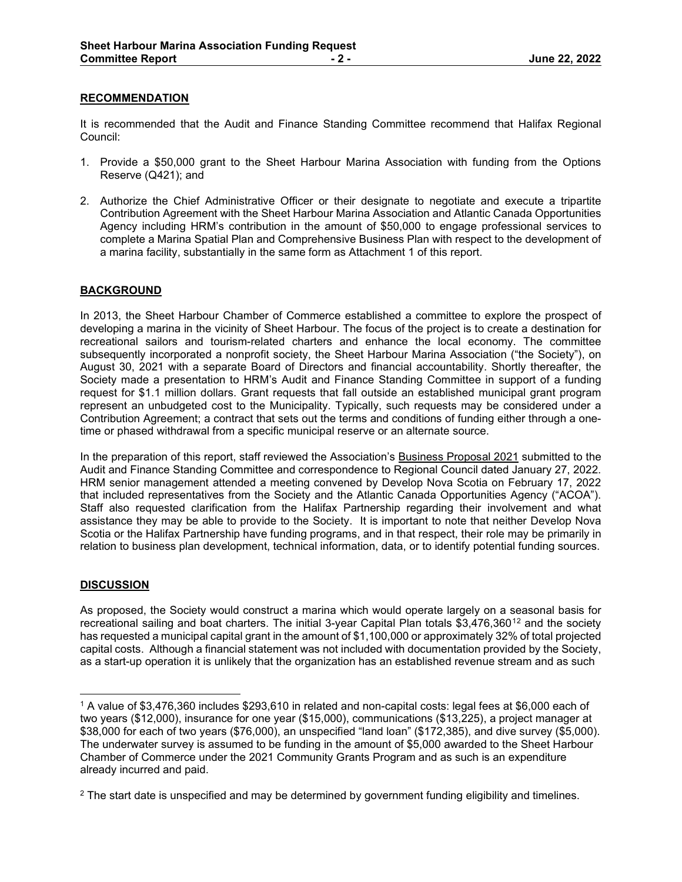## RECOMMENDATION

It is recommended that the Audit and Finance Standing Committee recommend that Halifax Regional Council:

1. Provide a $50,000 grant to the Sheet Harbour Marina Association with funding from the Options Reserve (Q421); and

2. Authorize the Chief Administrative Officer or their designate to negotiate and execute a tripartite Contribution Agreement with the Sheet Harbour Marina Association and Atlantic Canada Opportunities Agency including HRM's contribution in the amount of $50,000 to engage professional services to complete a Marina Spatial Plan and Comprehensive Business Plan with respect to the development of a marina facility, substantially in the same form as Attachment 1 of this report.

## BACKGROUND

In 2013, the Sheet Harbour Chamber of Commerce established a committee to explore the prospect of developing a marina in the vicinity of Sheet Harbour. The focus of the project is to create a destination for recreational sailors and tourism-related charters and enhance the local economy. The committee subsequently incorporated a nonprofit society, the Sheet Harbour Marina Association ("the Society"), on August 30, 2021 with a separate Board of Directors and financial accountability. Shortly thereafter, the Society made a presentation to HRM's Audit and Finance Standing Committee in support of a funding request for $1.1 million dollars. Grant requests that fall outside an established municipal grant program represent an unbudgeted cost to the Municipality. Typically, such requests may be considered under a Contribution Agreement; a contract that sets out the terms and conditions of funding either through a one-time or phased withdrawal from a specific municipal reserve or an alternate source.

In the preparation of this report, staff reviewed the Association's Business Proposal 2021 submitted to the Audit and Finance Standing Committee and correspondence to Regional Council dated January 27, 2022. HRM senior management attended a meeting convened by Develop Nova Scotia on February 17, 2022 that included representatives from the Society and the Atlantic Canada Opportunities Agency ("ACOA"). Staff also requested clarification from the Halifax Partnership regarding their involvement and what assistance they may be able to provide to the Society. It is important to note that neither Develop Nova Scotia or the Halifax Partnership have funding programs, and in that respect, their role may be primarily in relation to business plan development, technical information, data, or to identify potential funding sources.

## DISCUSSION

As proposed, the Society would construct a marina which would operate largely on a seasonal basis for recreational sailing and boat charters. The initial 3-year Capital Plan totals $3,476,360[1][2] and the society has requested a municipal capital grant in the amount of $1,100,000 or approximately 32% of total projected capital costs. Although a financial statement was not included with documentation provided by the Society, as a start-up operation it is unlikely that the organization has an established revenue stream and as such

---

[1] A value of $3,476,360 includes $293,610 in related and non-capital costs: legal fees at $6,000 each of two years ($12,000), insurance for one year ($15,000), communications ($13,225), a project manager at $38,000 for each of two years ($76,000), an unspecified "land loan" ($172,385), and dive survey ($5,000). The underwater survey is assumed to be funding in the amount of $5,000 awarded to the Sheet Harbour Chamber of Commerce under the 2021 Community Grants Program and as such is an expenditure already incurred and paid.

[2] The start date is unspecified and may be determined by government funding eligibility and timelines.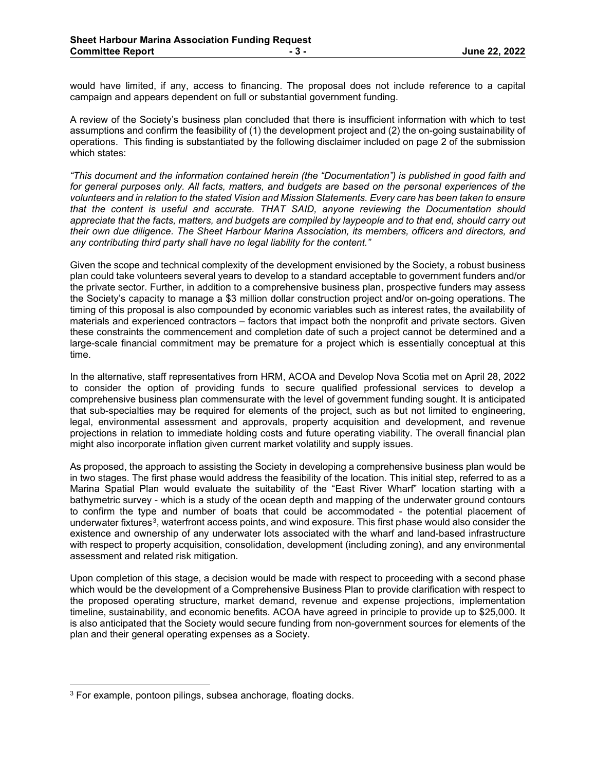would have limited, if any, access to financing. The proposal does not include reference to a capital campaign and appears dependent on full or substantial government funding.

A review of the Society's business plan concluded that there is insufficient information with which to test assumptions and confirm the feasibility of (1) the development project and (2) the on-going sustainability of operations. This finding is substantiated by the following disclaimer included on page 2 of the submission which states:

*"This document and the information contained herein (the "Documentation") is published in good faith and for general purposes only. All facts, matters, and budgets are based on the personal experiences of the volunteers and in relation to the stated Vision and Mission Statements. Every care has been taken to ensure that the content is useful and accurate. THAT SAID, anyone reviewing the Documentation should appreciate that the facts, matters, and budgets are compiled by laypeople and to that end, should carry out their own due diligence. The Sheet Harbour Marina Association, its members, officers and directors, and any contributing third party shall have no legal liability for the content."*

Given the scope and technical complexity of the development envisioned by the Society, a robust business plan could take volunteers several years to develop to a standard acceptable to government funders and/or the private sector. Further, in addition to a comprehensive business plan, prospective funders may assess the Society's capacity to manage a $3 million dollar construction project and/or on-going operations. The timing of this proposal is also compounded by economic variables such as interest rates, the availability of materials and experienced contractors – factors that impact both the nonprofit and private sectors. Given these constraints the commencement and completion date of such a project cannot be determined and a large-scale financial commitment may be premature for a project which is essentially conceptual at this time.

In the alternative, staff representatives from HRM, ACOA and Develop Nova Scotia met on April 28, 2022 to consider the option of providing funds to secure qualified professional services to develop a comprehensive business plan commensurate with the level of government funding sought. It is anticipated that sub-specialties may be required for elements of the project, such as but not limited to engineering, legal, environmental assessment and approvals, property acquisition and development, and revenue projections in relation to immediate holding costs and future operating viability. The overall financial plan might also incorporate inflation given current market volatility and supply issues.

As proposed, the approach to assisting the Society in developing a comprehensive business plan would be in two stages. The first phase would address the feasibility of the location. This initial step, referred to as a Marina Spatial Plan would evaluate the suitability of the "East River Wharf" location starting with a bathymetric survey - which is a study of the ocean depth and mapping of the underwater ground contours to confirm the type and number of boats that could be accommodated - the potential placement of underwater fixtures[3], waterfront access points, and wind exposure. This first phase would also consider the existence and ownership of any underwater lots associated with the wharf and land-based infrastructure with respect to property acquisition, consolidation, development (including zoning), and any environmental assessment and related risk mitigation.

Upon completion of this stage, a decision would be made with respect to proceeding with a second phase which would be the development of a Comprehensive Business Plan to provide clarification with respect to the proposed operating structure, market demand, revenue and expense projections, implementation timeline, sustainability, and economic benefits. ACOA have agreed in principle to provide up to $25,000. It is also anticipated that the Society would secure funding from non-government sources for elements of the plan and their general operating expenses as a Society.

[3] For example, pontoon pilings, subsea anchorage, floating docks.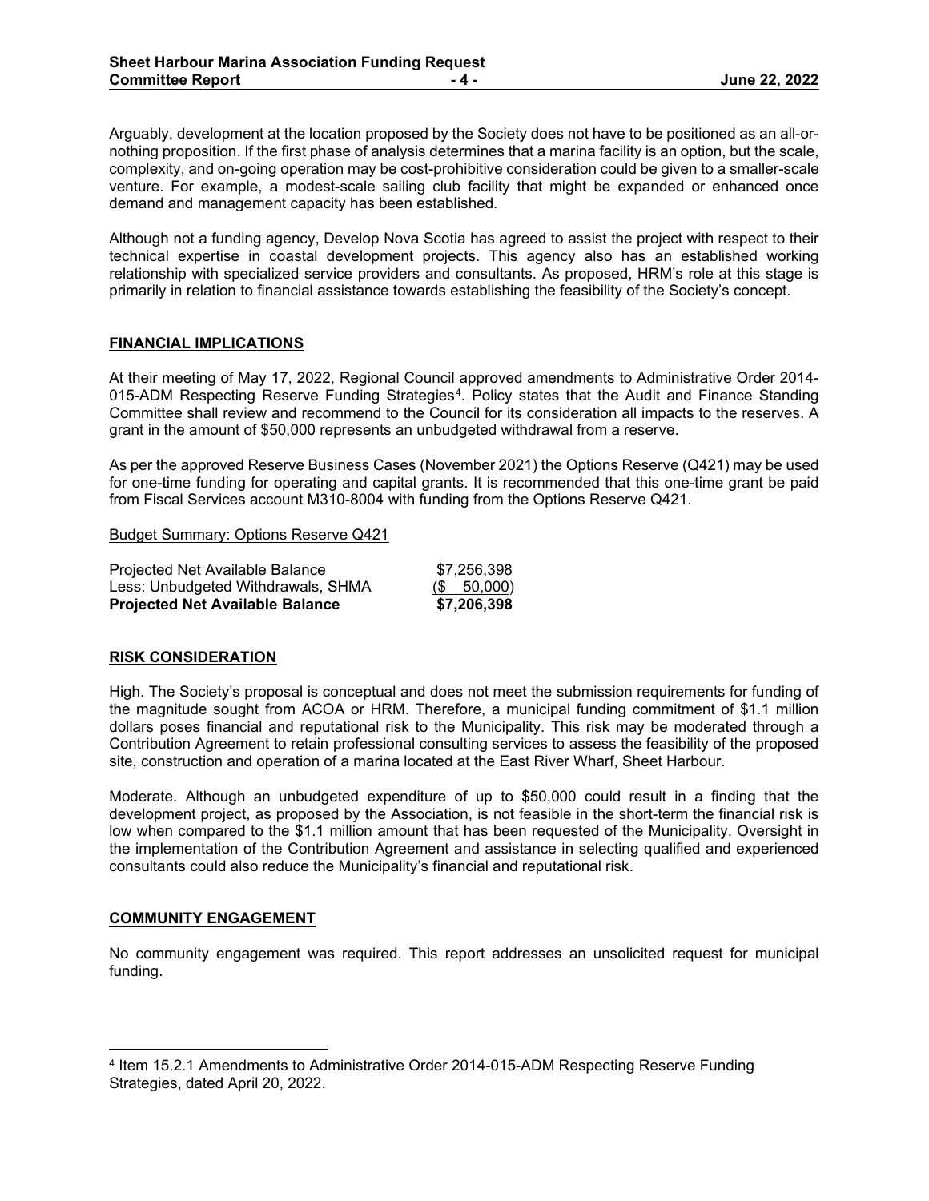Arguably, development at the location proposed by the Society does not have to be positioned as an all-or-nothing proposition. If the first phase of analysis determines that a marina facility is an option, but the scale, complexity, and on-going operation may be cost-prohibitive consideration could be given to a smaller-scale venture. For example, a modest-scale sailing club facility that might be expanded or enhanced once demand and management capacity has been established.

Although not a funding agency, Develop Nova Scotia has agreed to assist the project with respect to their technical expertise in coastal development projects. This agency also has an established working relationship with specialized service providers and consultants. As proposed, HRM's role at this stage is primarily in relation to financial assistance towards establishing the feasibility of the Society's concept.

## FINANCIAL IMPLICATIONS

At their meeting of May 17, 2022, Regional Council approved amendments to Administrative Order 2014-015-ADM Respecting Reserve Funding Strategies[4]. Policy states that the Audit and Finance Standing Committee shall review and recommend to the Council for its consideration all impacts to the reserves. A grant in the amount of $50,000 represents an unbudgeted withdrawal from a reserve.

As per the approved Reserve Business Cases (November 2021) the Options Reserve (Q421) may be used for one-time funding for operating and capital grants. It is recommended that this one-time grant be paid from Fiscal Services account M310-8004 with funding from the Options Reserve Q421.

Budget Summary: Options Reserve Q421

| | |
|---|---|
| Projected Net Available Balance | $7,256,398 |
| Less: Unbudgeted Withdrawals, SHMA | ($ 50,000) |
| **Projected Net Available Balance** | **$7,206,398** |

## RISK CONSIDERATION

High. The Society's proposal is conceptual and does not meet the submission requirements for funding of the magnitude sought from ACOA or HRM. Therefore, a municipal funding commitment of $1.1 million dollars poses financial and reputational risk to the Municipality. This risk may be moderated through a Contribution Agreement to retain professional consulting services to assess the feasibility of the proposed site, construction and operation of a marina located at the East River Wharf, Sheet Harbour.

Moderate. Although an unbudgeted expenditure of up to $50,000 could result in a finding that the development project, as proposed by the Association, is not feasible in the short-term the financial risk is low when compared to the $1.1 million amount that has been requested of the Municipality. Oversight in the implementation of the Contribution Agreement and assistance in selecting qualified and experienced consultants could also reduce the Municipality's financial and reputational risk.

## COMMUNITY ENGAGEMENT

No community engagement was required. This report addresses an unsolicited request for municipal funding.

---

[4] Item 15.2.1 Amendments to Administrative Order 2014-015-ADM Respecting Reserve Funding Strategies, dated April 20, 2022.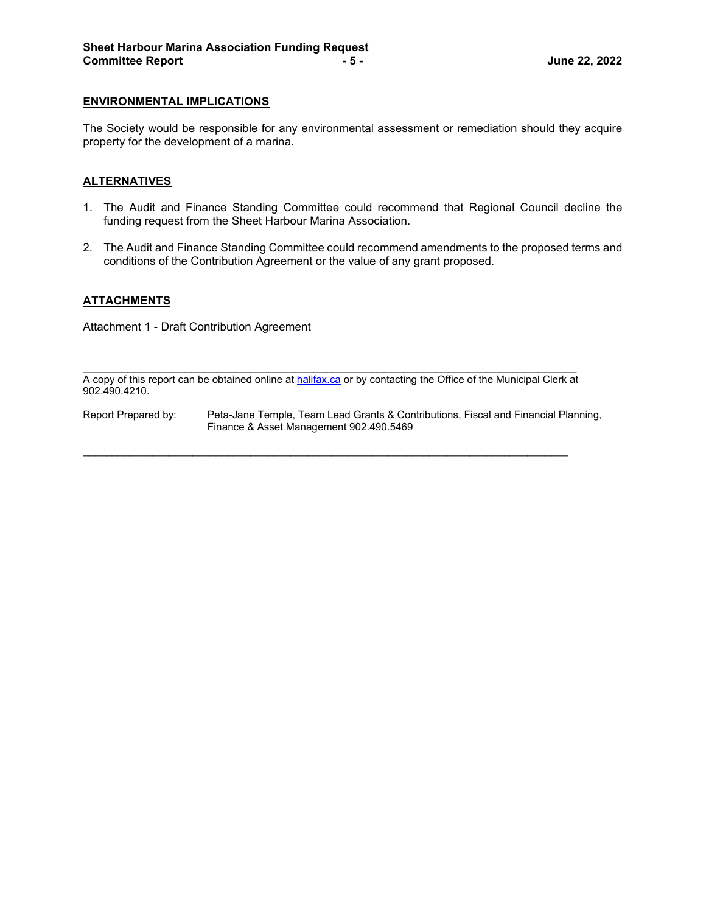## ENVIRONMENTAL IMPLICATIONS

The Society would be responsible for any environmental assessment or remediation should they acquire property for the development of a marina.

## ALTERNATIVES

1. The Audit and Finance Standing Committee could recommend that Regional Council decline the funding request from the Sheet Harbour Marina Association.
2. The Audit and Finance Standing Committee could recommend amendments to the proposed terms and conditions of the Contribution Agreement or the value of any grant proposed.

## ATTACHMENTS

Attachment 1 - Draft Contribution Agreement

---

A copy of this report can be obtained online at halifax.ca or by contacting the Office of the Municipal Clerk at 902.490.4210.

Report Prepared by: Peta-Jane Temple, Team Lead Grants & Contributions, Fiscal and Financial Planning, Finance & Asset Management 902.490.5469

---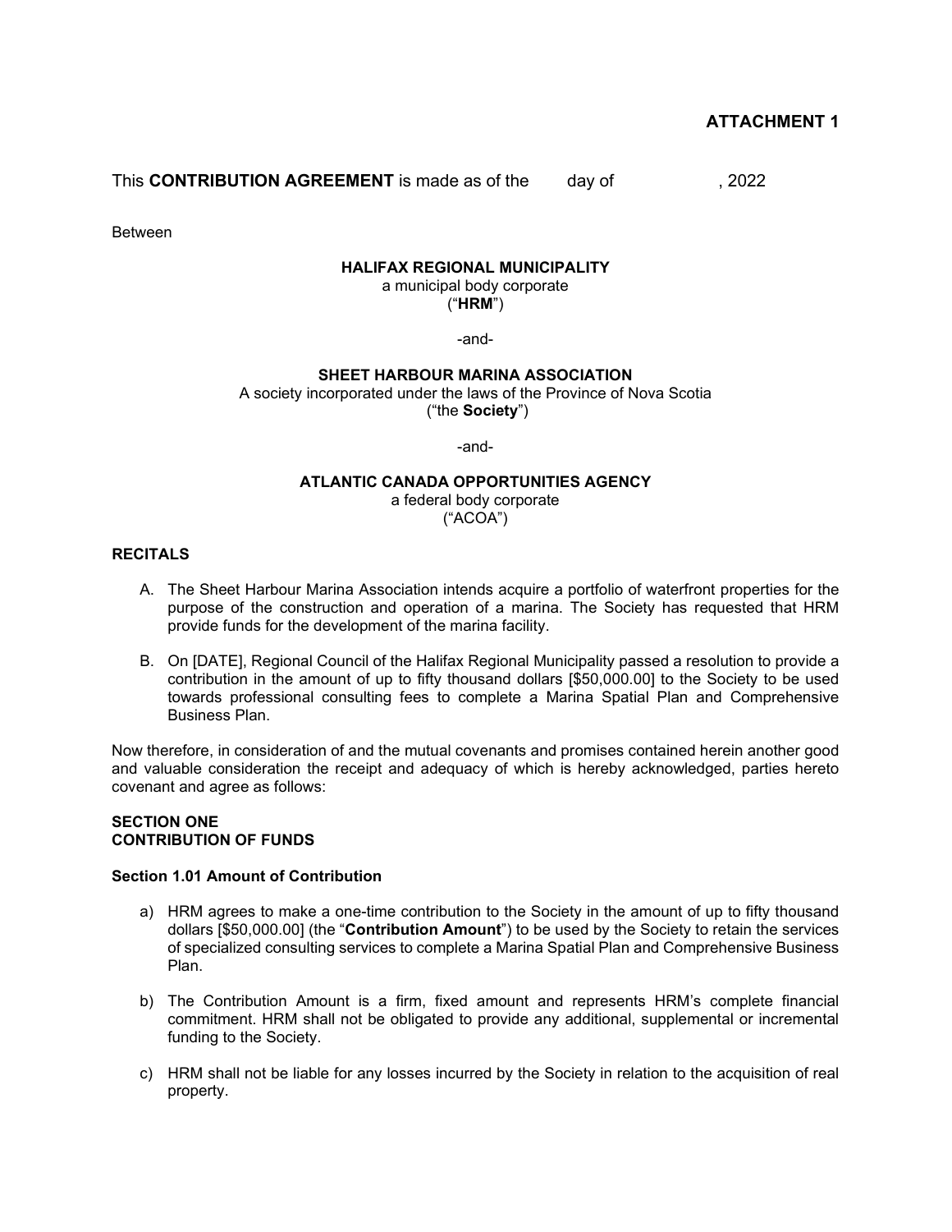**ATTACHMENT 1**

This **CONTRIBUTION AGREEMENT** is made as of the day of , 2022

Between

**HALIFAX REGIONAL MUNICIPALITY**
a municipal body corporate
("**HRM**")

-and-

**SHEET HARBOUR MARINA ASSOCIATION**
A society incorporated under the laws of the Province of Nova Scotia
("the **Society**")

-and-

**ATLANTIC CANADA OPPORTUNITIES AGENCY**
a federal body corporate
("ACOA")

**RECITALS**

A. The Sheet Harbour Marina Association intends acquire a portfolio of waterfront properties for the purpose of the construction and operation of a marina. The Society has requested that HRM provide funds for the development of the marina facility.

B. On [DATE], Regional Council of the Halifax Regional Municipality passed a resolution to provide a contribution in the amount of up to fifty thousand dollars [$50,000.00] to the Society to be used towards professional consulting fees to complete a Marina Spatial Plan and Comprehensive Business Plan.

Now therefore, in consideration of and the mutual covenants and promises contained herein another good and valuable consideration the receipt and adequacy of which is hereby acknowledged, parties hereto covenant and agree as follows:

**SECTION ONE**
**CONTRIBUTION OF FUNDS**

**Section 1.01 Amount of Contribution**

a) HRM agrees to make a one-time contribution to the Society in the amount of up to fifty thousand dollars [$50,000.00] (the "**Contribution Amount**") to be used by the Society to retain the services of specialized consulting services to complete a Marina Spatial Plan and Comprehensive Business Plan.

b) The Contribution Amount is a firm, fixed amount and represents HRM's complete financial commitment. HRM shall not be obligated to provide any additional, supplemental or incremental funding to the Society.

c) HRM shall not be liable for any losses incurred by the Society in relation to the acquisition of real property.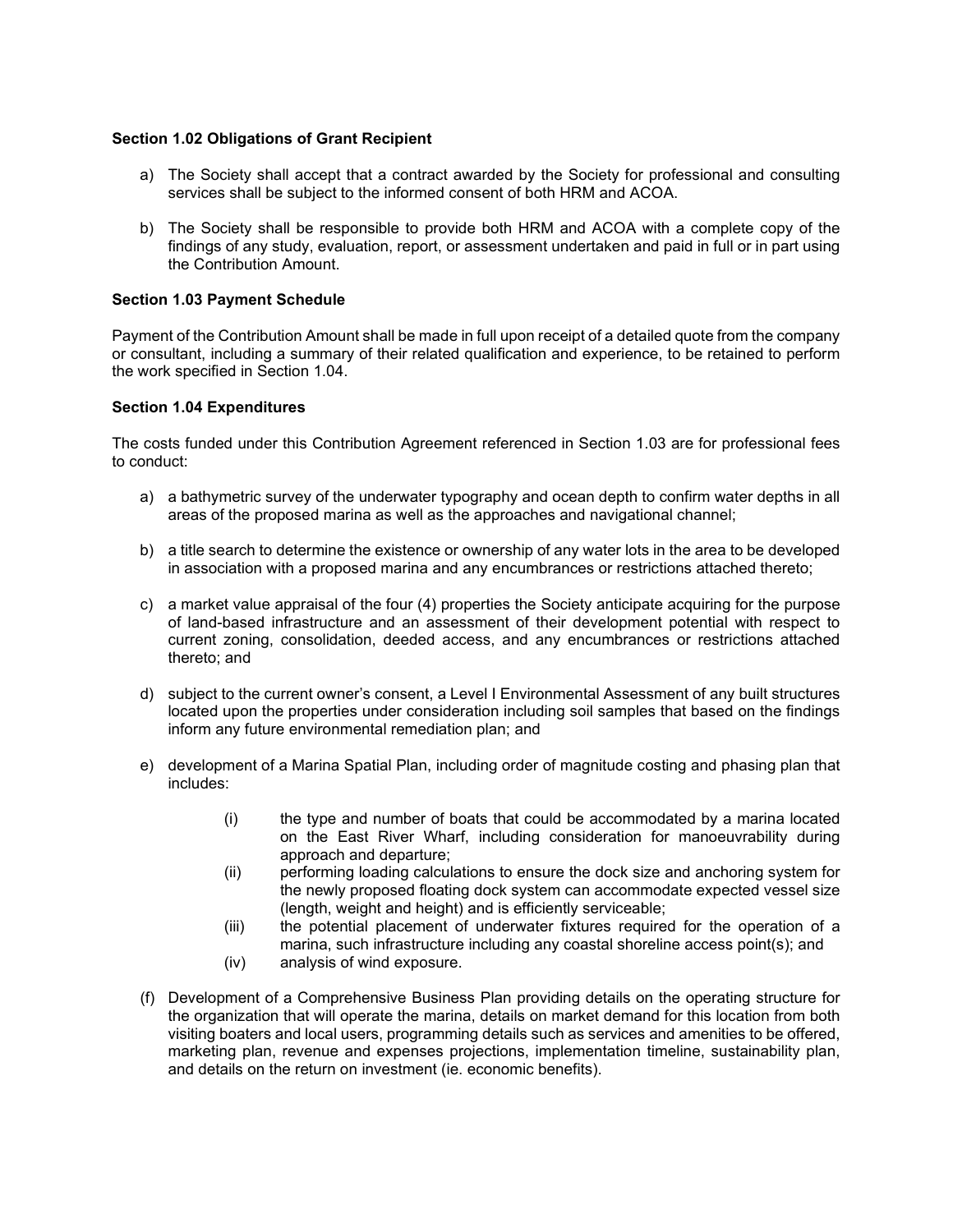**Section 1.02 Obligations of Grant Recipient**

a) The Society shall accept that a contract awarded by the Society for professional and consulting services shall be subject to the informed consent of both HRM and ACOA.

b) The Society shall be responsible to provide both HRM and ACOA with a complete copy of the findings of any study, evaluation, report, or assessment undertaken and paid in full or in part using the Contribution Amount.

**Section 1.03 Payment Schedule**

Payment of the Contribution Amount shall be made in full upon receipt of a detailed quote from the company or consultant, including a summary of their related qualification and experience, to be retained to perform the work specified in Section 1.04.

**Section 1.04 Expenditures**

The costs funded under this Contribution Agreement referenced in Section 1.03 are for professional fees to conduct:

a) a bathymetric survey of the underwater typography and ocean depth to confirm water depths in all areas of the proposed marina as well as the approaches and navigational channel;

b) a title search to determine the existence or ownership of any water lots in the area to be developed in association with a proposed marina and any encumbrances or restrictions attached thereto;

c) a market value appraisal of the four (4) properties the Society anticipate acquiring for the purpose of land-based infrastructure and an assessment of their development potential with respect to current zoning, consolidation, deeded access, and any encumbrances or restrictions attached thereto; and

d) subject to the current owner's consent, a Level I Environmental Assessment of any built structures located upon the properties under consideration including soil samples that based on the findings inform any future environmental remediation plan; and

e) development of a Marina Spatial Plan, including order of magnitude costing and phasing plan that includes:

   (i) the type and number of boats that could be accommodated by a marina located on the East River Wharf, including consideration for manoeuvrability during approach and departure;
   
   (ii) performing loading calculations to ensure the dock size and anchoring system for the newly proposed floating dock system can accommodate expected vessel size (length, weight and height) and is efficiently serviceable;
   
   (iii) the potential placement of underwater fixtures required for the operation of a marina, such infrastructure including any coastal shoreline access point(s); and
   
   (iv) analysis of wind exposure.

(f) Development of a Comprehensive Business Plan providing details on the operating structure for the organization that will operate the marina, details on market demand for this location from both visiting boaters and local users, programming details such as services and amenities to be offered, marketing plan, revenue and expenses projections, implementation timeline, sustainability plan, and details on the return on investment (ie. economic benefits).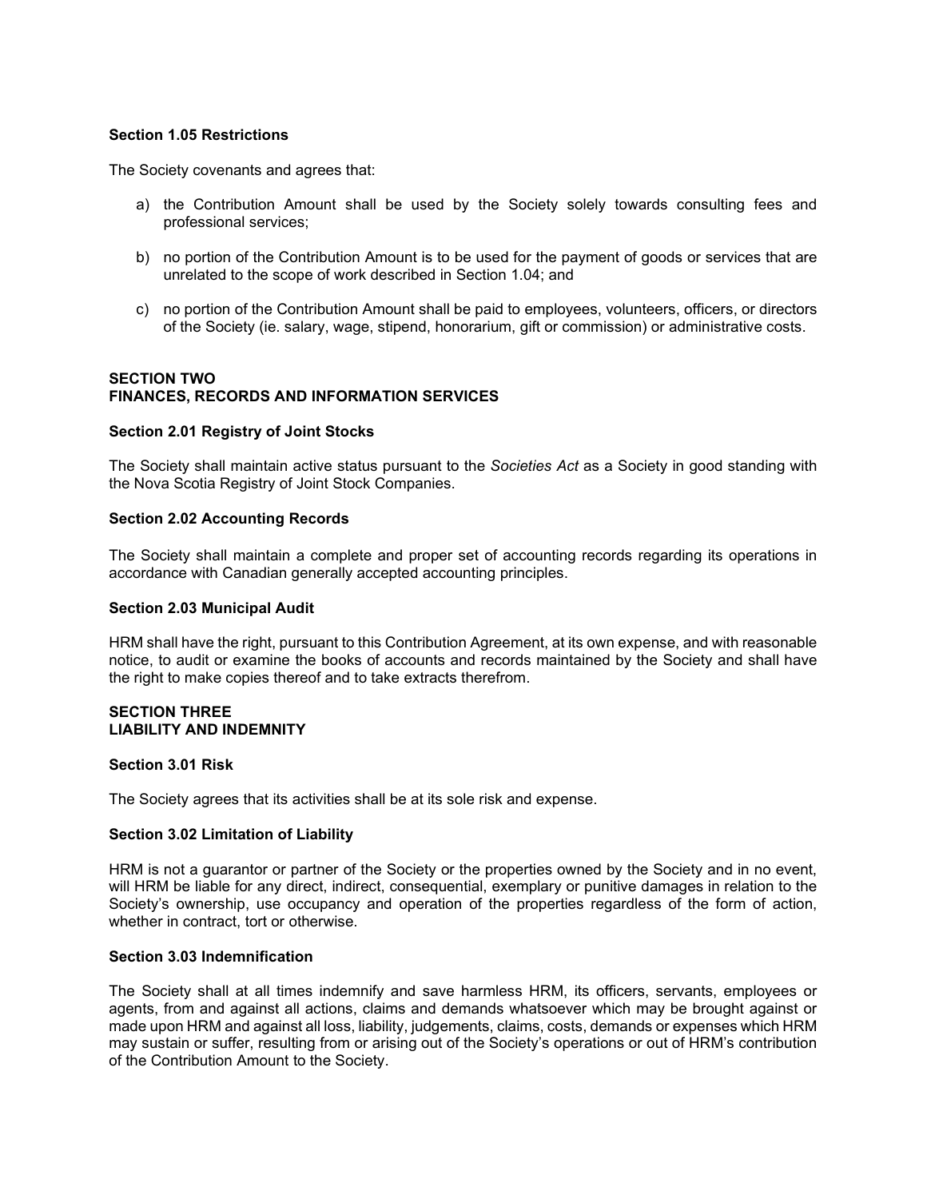**Section 1.05 Restrictions**

The Society covenants and agrees that:

a) the Contribution Amount shall be used by the Society solely towards consulting fees and professional services;

b) no portion of the Contribution Amount is to be used for the payment of goods or services that are unrelated to the scope of work described in Section 1.04; and

c) no portion of the Contribution Amount shall be paid to employees, volunteers, officers, or directors of the Society (ie. salary, wage, stipend, honorarium, gift or commission) or administrative costs.

## SECTION TWO
## FINANCES, RECORDS AND INFORMATION SERVICES

**Section 2.01 Registry of Joint Stocks**

The Society shall maintain active status pursuant to the *Societies Act* as a Society in good standing with the Nova Scotia Registry of Joint Stock Companies.

**Section 2.02 Accounting Records**

The Society shall maintain a complete and proper set of accounting records regarding its operations in accordance with Canadian generally accepted accounting principles.

**Section 2.03 Municipal Audit**

HRM shall have the right, pursuant to this Contribution Agreement, at its own expense, and with reasonable notice, to audit or examine the books of accounts and records maintained by the Society and shall have the right to make copies thereof and to take extracts therefrom.

## SECTION THREE
## LIABILITY AND INDEMNITY

**Section 3.01 Risk**

The Society agrees that its activities shall be at its sole risk and expense.

**Section 3.02 Limitation of Liability**

HRM is not a guarantor or partner of the Society or the properties owned by the Society and in no event, will HRM be liable for any direct, indirect, consequential, exemplary or punitive damages in relation to the Society's ownership, use occupancy and operation of the properties regardless of the form of action, whether in contract, tort or otherwise.

**Section 3.03 Indemnification**

The Society shall at all times indemnify and save harmless HRM, its officers, servants, employees or agents, from and against all actions, claims and demands whatsoever which may be brought against or made upon HRM and against all loss, liability, judgements, claims, costs, demands or expenses which HRM may sustain or suffer, resulting from or arising out of the Society's operations or out of HRM's contribution of the Contribution Amount to the Society.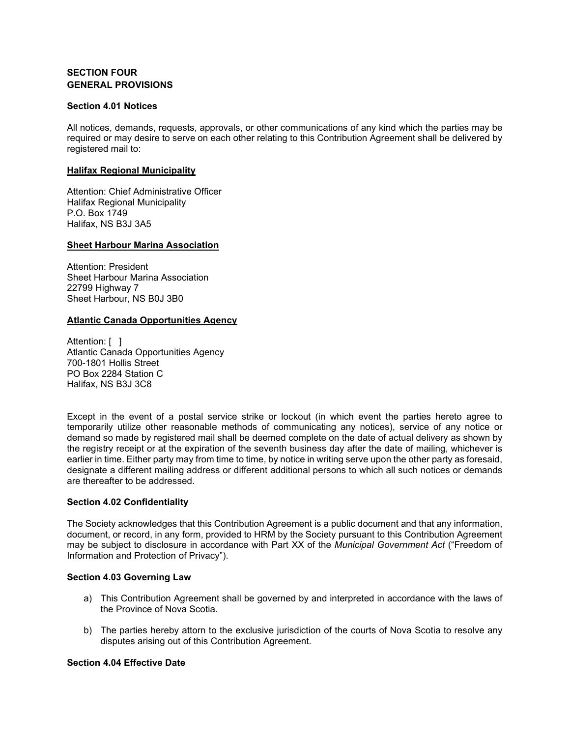## SECTION FOUR
## GENERAL PROVISIONS

### Section 4.01 Notices

All notices, demands, requests, approvals, or other communications of any kind which the parties may be required or may desire to serve on each other relating to this Contribution Agreement shall be delivered by registered mail to:

**Halifax Regional Municipality**

Attention: Chief Administrative Officer
Halifax Regional Municipality
P.O. Box 1749
Halifax, NS B3J 3A5

**Sheet Harbour Marina Association**

Attention: President
Sheet Harbour Marina Association
22799 Highway 7
Sheet Harbour, NS B0J 3B0

**Atlantic Canada Opportunities Agency**

Attention: [ ]
Atlantic Canada Opportunities Agency
700-1801 Hollis Street
PO Box 2284 Station C
Halifax, NS B3J 3C8

Except in the event of a postal service strike or lockout (in which event the parties hereto agree to temporarily utilize other reasonable methods of communicating any notices), service of any notice or demand so made by registered mail shall be deemed complete on the date of actual delivery as shown by the registry receipt or at the expiration of the seventh business day after the date of mailing, whichever is earlier in time. Either party may from time to time, by notice in writing serve upon the other party as foresaid, designate a different mailing address or different additional persons to which all such notices or demands are thereafter to be addressed.

### Section 4.02 Confidentiality

The Society acknowledges that this Contribution Agreement is a public document and that any information, document, or record, in any form, provided to HRM by the Society pursuant to this Contribution Agreement may be subject to disclosure in accordance with Part XX of the *Municipal Government Act* ("Freedom of Information and Protection of Privacy").

### Section 4.03 Governing Law

a) This Contribution Agreement shall be governed by and interpreted in accordance with the laws of the Province of Nova Scotia.

b) The parties hereby attorn to the exclusive jurisdiction of the courts of Nova Scotia to resolve any disputes arising out of this Contribution Agreement.

### Section 4.04 Effective Date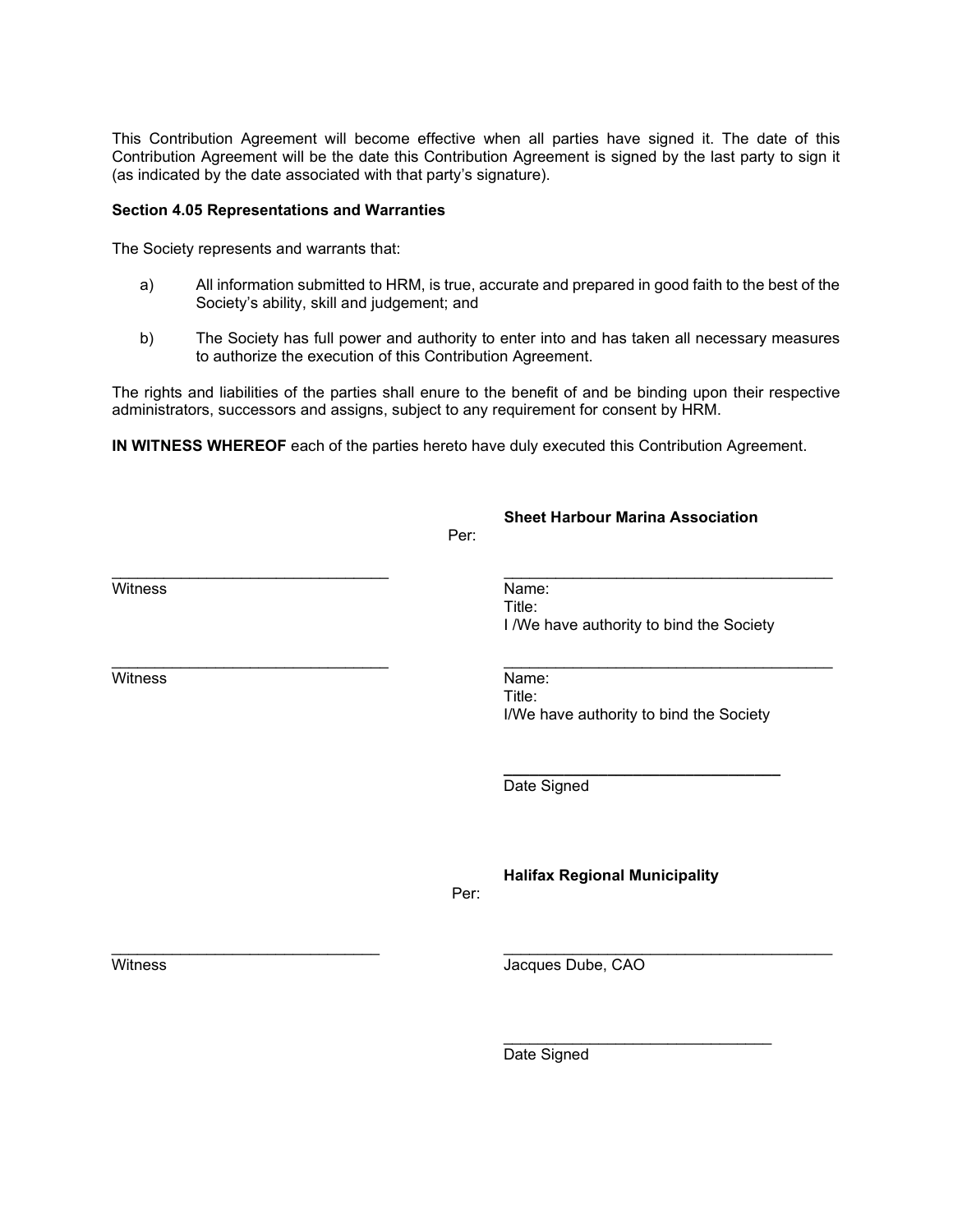This Contribution Agreement will become effective when all parties have signed it. The date of this Contribution Agreement will be the date this Contribution Agreement is signed by the last party to sign it (as indicated by the date associated with that party's signature).

**Section 4.05 Representations and Warranties**

The Society represents and warrants that:

a) All information submitted to HRM, is true, accurate and prepared in good faith to the best of the Society's ability, skill and judgement; and

b) The Society has full power and authority to enter into and has taken all necessary measures to authorize the execution of this Contribution Agreement.

The rights and liabilities of the parties shall enure to the benefit of and be binding upon their respective administrators, successors and assigns, subject to any requirement for consent by HRM.

**IN WITNESS WHEREOF** each of the parties hereto have duly executed this Contribution Agreement.

**Sheet Harbour Marina Association**

Per:

________________________________ ________________________________

Witness

Name:
Title:
I /We have authority to bind the Society

________________________________ ________________________________

Witness

Name:
Title:
I/We have authority to bind the Society

________________________________

Date Signed

**Halifax Regional Municipality**

Per:

________________________________ ________________________________

Witness

Jacques Dube, CAO

________________________________

Date Signed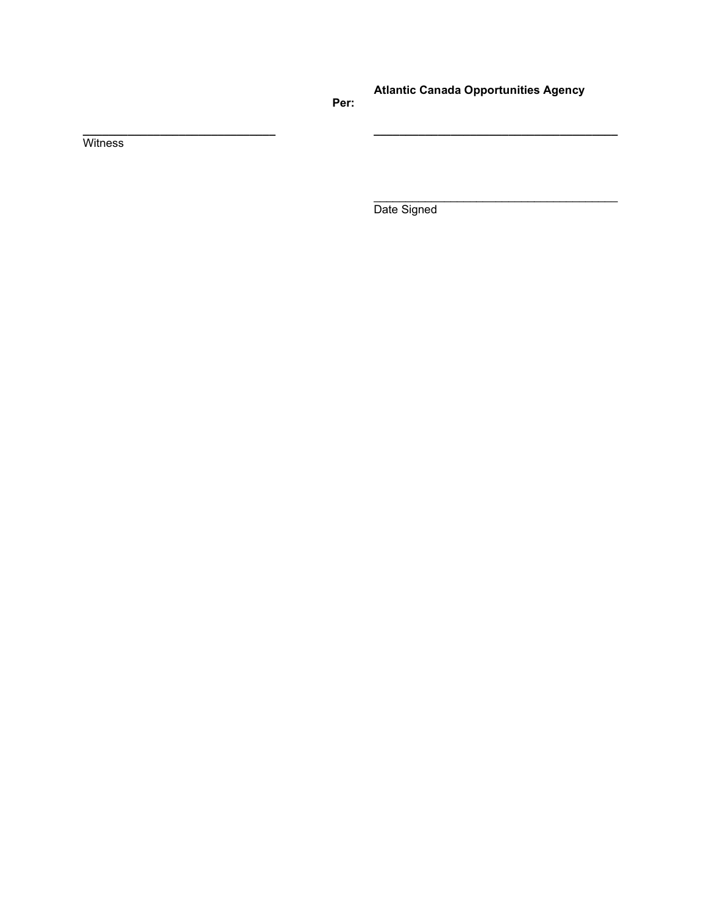**Per:** **Atlantic Canada Opportunities Agency**

_______________________________
Witness

_______________________________________

_______________________________________
Date Signed